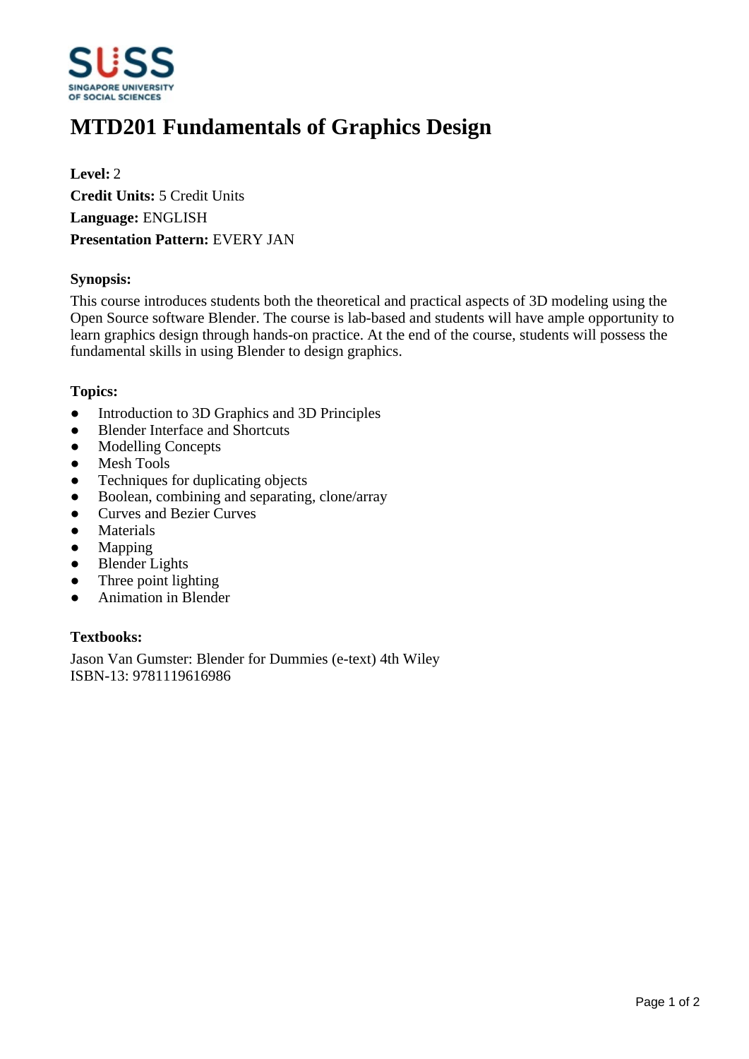# MTD201 Fundamentals of Graphics Design

**Level:** 2
**Credit Units:** 5 Credit Units
**Language:** ENGLISH
**Presentation Pattern:** EVERY JAN

**Synopsis:**

This course introduces students both the theoretical and practical aspects of 3D modeling using the Open Source software Blender. The course is lab-based and students will have ample opportunity to learn graphics design through hands-on practice. At the end of the course, students will possess the fundamental skills in using Blender to design graphics.

**Topics:**

- Introduction to 3D Graphics and 3D Principles
- Blender Interface and Shortcuts
- Modelling Concepts
- Mesh Tools
- Techniques for duplicating objects
- Boolean, combining and separating, clone/array
- Curves and Bezier Curves
- Materials
- Mapping
- Blender Lights
- Three point lighting
- Animation in Blender

**Textbooks:**

Jason Van Gumster: Blender for Dummies (e-text) 4th Wiley
ISBN-13: 9781119616986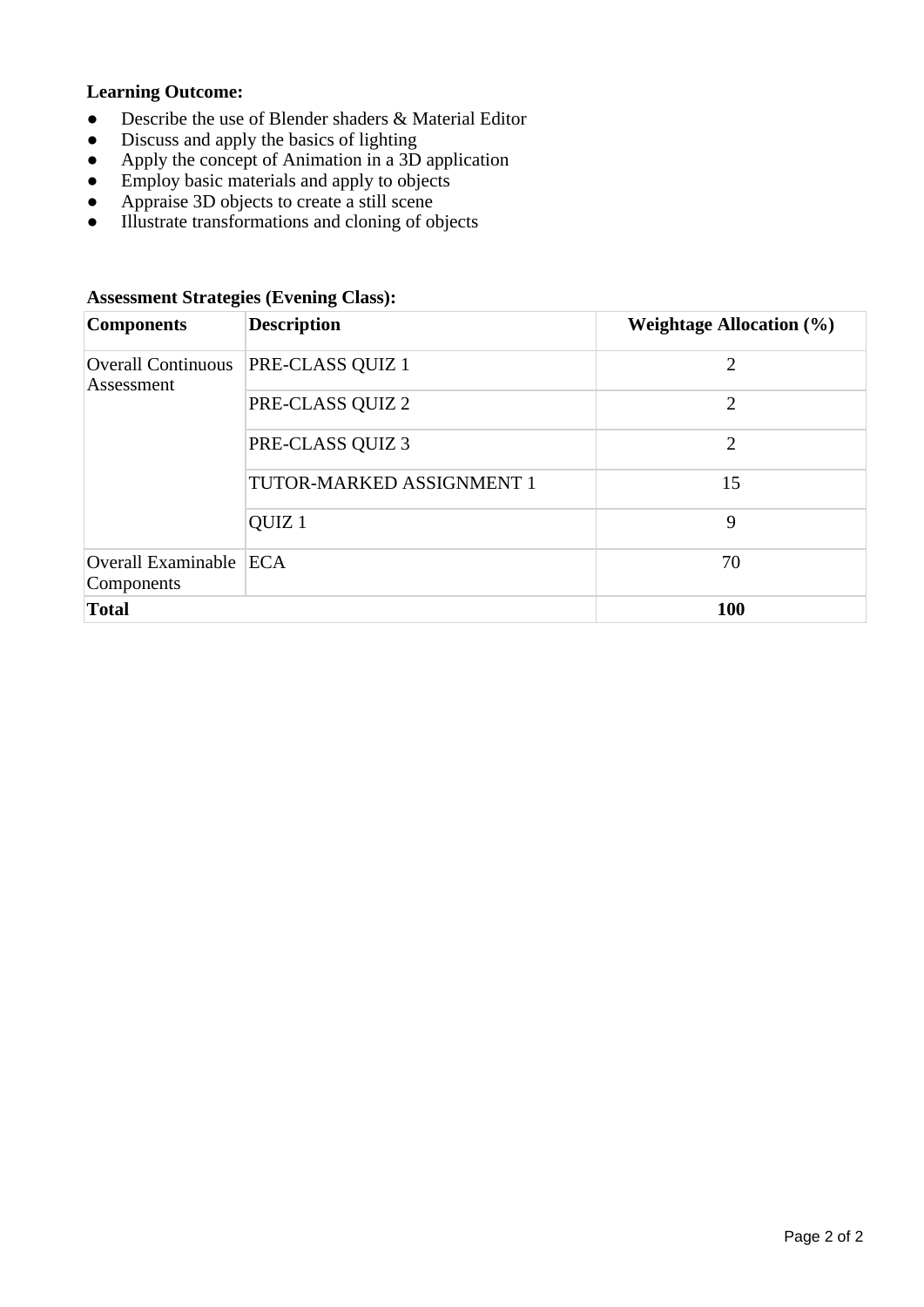**Learning Outcome:**

- Describe the use of Blender shaders & Material Editor
- Discuss and apply the basics of lighting
- Apply the concept of Animation in a 3D application
- Employ basic materials and apply to objects
- Appraise 3D objects to create a still scene
- Illustrate transformations and cloning of objects

**Assessment Strategies (Evening Class):**

| Components | Description | Weightage Allocation (%) |
|---|---|---|
| Overall Continuous Assessment | PRE-CLASS QUIZ 1 | 2 |
| | PRE-CLASS QUIZ 2 | 2 |
| | PRE-CLASS QUIZ 3 | 2 |
| | TUTOR-MARKED ASSIGNMENT 1 | 15 |
| | QUIZ 1 | 9 |
| Overall Examinable Components | ECA | 70 |
| **Total** | | **100** |